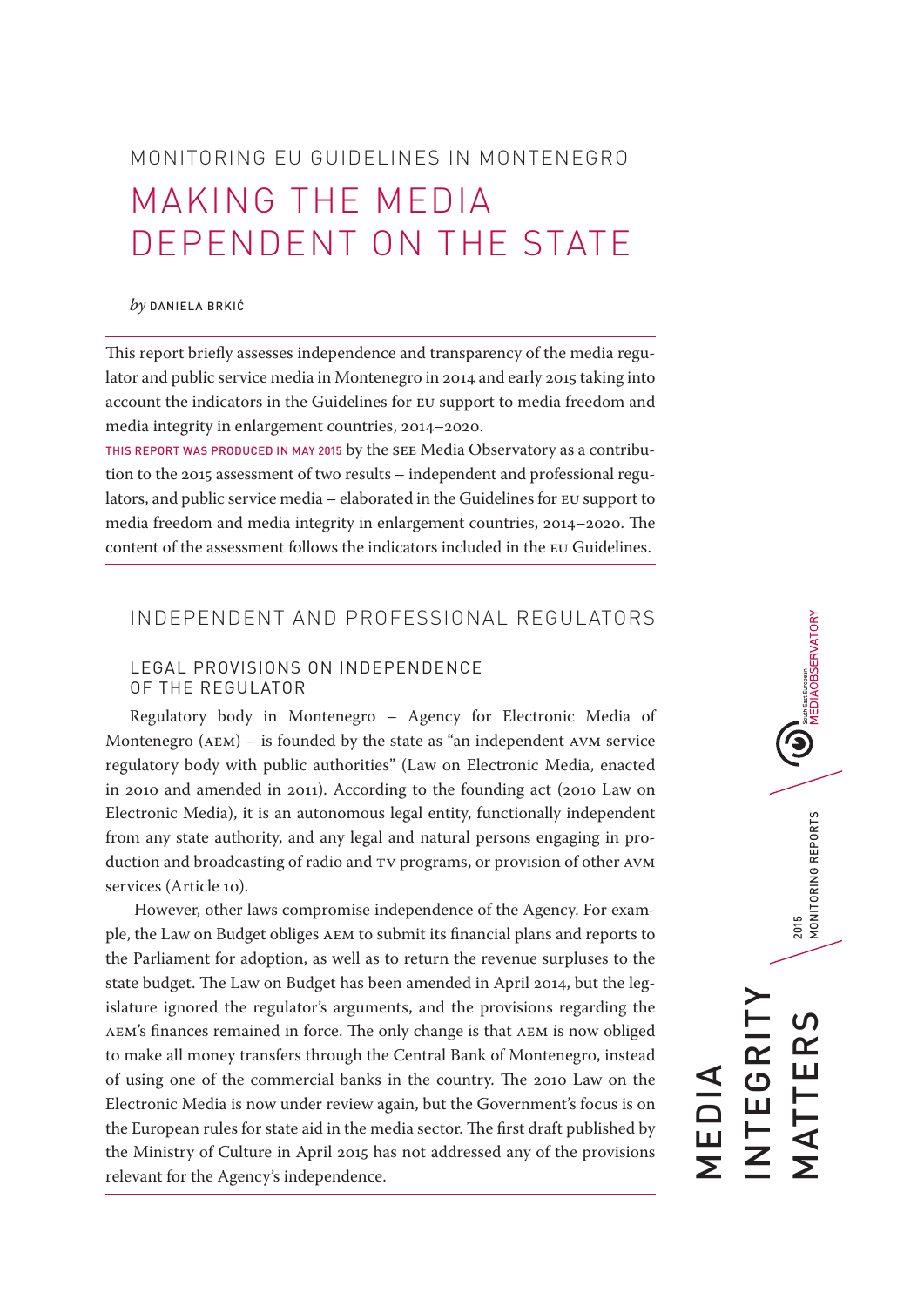MONITORING EU GUIDELINES IN MONTENEGRO

# MAKING THE MEDIA DEPENDENT ON THE STATE

*by* DANIELA BRKIĆ

This report briefly assesses independence and transparency of the media regulator and public service media in Montenegro in 2014 and early 2015 taking into account the indicators in the Guidelines for EU support to media freedom and media integrity in enlargement countries, 2014–2020.

THIS REPORT WAS PRODUCED IN MAY 2015 by the SEE Media Observatory as a contribution to the 2015 assessment of two results – independent and professional regulators, and public service media – elaborated in the Guidelines for EU support to media freedom and media integrity in enlargement countries, 2014–2020. The content of the assessment follows the indicators included in the EU Guidelines.

## INDEPENDENT AND PROFESSIONAL REGULATORS

### LEGAL PROVISIONS ON INDEPENDENCE OF THE REGULATOR

Regulatory body in Montenegro – Agency for Electronic Media of Montenegro (AEM) – is founded by the state as "an independent AVM service regulatory body with public authorities" (Law on Electronic Media, enacted in 2010 and amended in 2011). According to the founding act (2010 Law on Electronic Media), it is an autonomous legal entity, functionally independent from any state authority, and any legal and natural persons engaging in production and broadcasting of radio and TV programs, or provision of other AVM services (Article 10).

However, other laws compromise independence of the Agency. For example, the Law on Budget obliges AEM to submit its financial plans and reports to the Parliament for adoption, as well as to return the revenue surpluses to the state budget. The Law on Budget has been amended in April 2014, but the legislature ignored the regulator's arguments, and the provisions regarding the AEM's finances remained in force. The only change is that AEM is now obliged to make all money transfers through the Central Bank of Montenegro, instead of using one of the commercial banks in the country. The 2010 Law on the Electronic Media is now under review again, but the Government's focus is on the European rules for state aid in the media sector. The first draft published by the Ministry of Culture in April 2015 has not addressed any of the provisions relevant for the Agency's independence.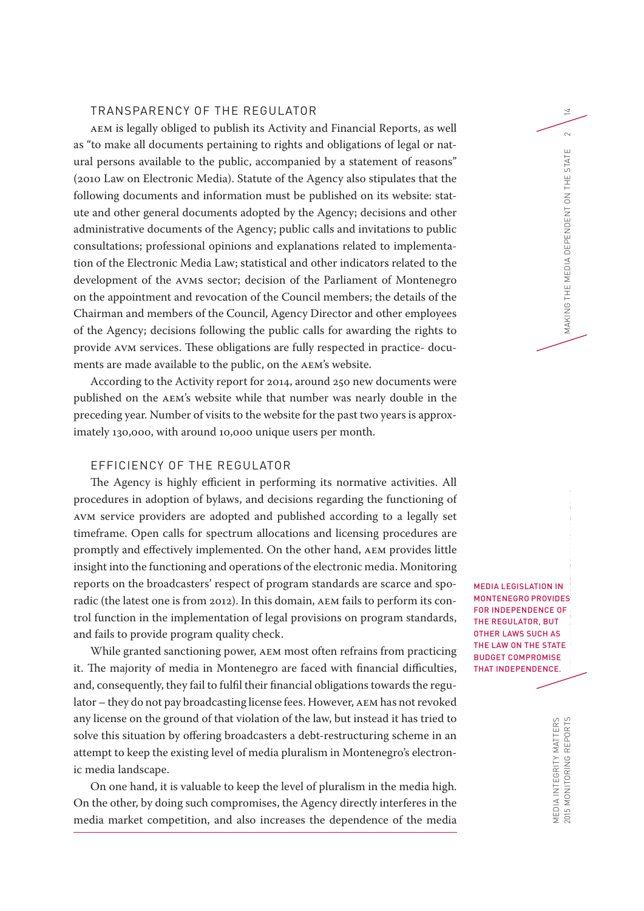## TRANSPARENCY OF THE REGULATOR

AEM is legally obliged to publish its Activity and Financial Reports, as well as "to make all documents pertaining to rights and obligations of legal or natural persons available to the public, accompanied by a statement of reasons" (2010 Law on Electronic Media). Statute of the Agency also stipulates that the following documents and information must be published on its website: statute and other general documents adopted by the Agency; decisions and other administrative documents of the Agency; public calls and invitations to public consultations; professional opinions and explanations related to implementation of the Electronic Media Law; statistical and other indicators related to the development of the AVMS sector; decision of the Parliament of Montenegro on the appointment and revocation of the Council members; the details of the Chairman and members of the Council, Agency Director and other employees of the Agency; decisions following the public calls for awarding the rights to provide AVM services. These obligations are fully respected in practice- documents are made available to the public, on the AEM's website.

According to the Activity report for 2014, around 250 new documents were published on the AEM's website while that number was nearly double in the preceding year. Number of visits to the website for the past two years is approximately 130,000, with around 10,000 unique users per month.

## EFFICIENCY OF THE REGULATOR

The Agency is highly efficient in performing its normative activities. All procedures in adoption of bylaws, and decisions regarding the functioning of AVM service providers are adopted and published according to a legally set timeframe. Open calls for spectrum allocations and licensing procedures are promptly and effectively implemented. On the other hand, AEM provides little insight into the functioning and operations of the electronic media. Monitoring reports on the broadcasters' respect of program standards are scarce and sporadic (the latest one is from 2012). In this domain, AEM fails to perform its control function in the implementation of legal provisions on program standards, and fails to provide program quality check.

While granted sanctioning power, AEM most often refrains from practicing it. The majority of media in Montenegro are faced with financial difficulties, and, consequently, they fail to fulfil their financial obligations towards the regulator – they do not pay broadcasting license fees. However, AEM has not revoked any license on the ground of that violation of the law, but instead it has tried to solve this situation by offering broadcasters a debt-restructuring scheme in an attempt to keep the existing level of media pluralism in Montenegro's electronic media landscape.

On one hand, it is valuable to keep the level of pluralism in the media high. On the other, by doing such compromises, the Agency directly interferes in the media market competition, and also increases the dependence of the media

MEDIA LEGISLATION IN MONTENEGRO PROVIDES FOR INDEPENDENCE OF THE REGULATOR, BUT OTHER LAWS SUCH AS THE LAW ON THE STATE BUDGET COMPROMISE THAT INDEPENDENCE.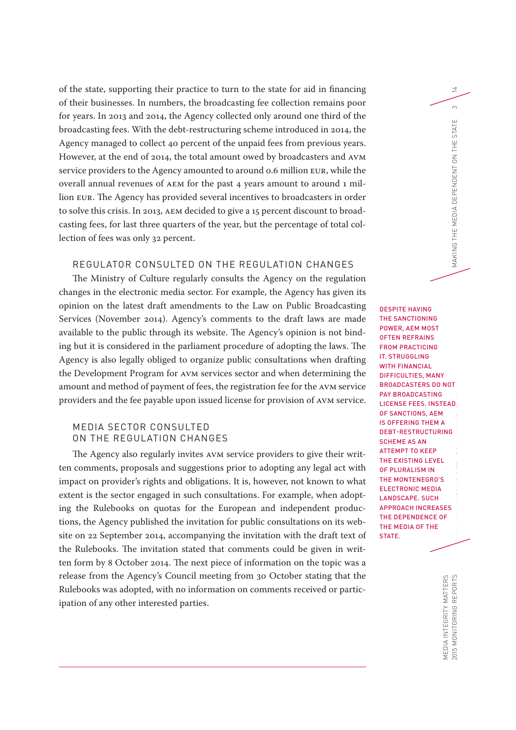of the state, supporting their practice to turn to the state for aid in financing of their businesses. In numbers, the broadcasting fee collection remains poor for years. In 2013 and 2014, the Agency collected only around one third of the broadcasting fees. With the debt-restructuring scheme introduced in 2014, the Agency managed to collect 40 percent of the unpaid fees from previous years. However, at the end of 2014, the total amount owed by broadcasters and AVM service providers to the Agency amounted to around 0.6 million EUR, while the overall annual revenues of AEM for the past 4 years amount to around 1 million EUR. The Agency has provided several incentives to broadcasters in order to solve this crisis. In 2013, AEM decided to give a 15 percent discount to broadcasting fees, for last three quarters of the year, but the percentage of total collection of fees was only 32 percent.

DESPITE HAVING THE SANCTIONING POWER, AEM MOST OFTEN REFRAINS FROM PRACTICING IT. STRUGGLING WITH FINANCIAL DIFFICULTIES, MANY BROADCASTERS DO NOT PAY BROADCASTING LICENSE FEES. INSTEAD OF SANCTIONS, AEM IS OFFERING THEM A DEBT-RESTRUCTURING SCHEME AS AN ATTEMPT TO KEEP THE EXISTING LEVEL OF PLURALISM IN THE MONTENEGRO'S ELECTRONIC MEDIA LANDSCAPE. SUCH APPROACH INCREASES THE DEPENDENCE OF THE MEDIA OF THE STATE.

## REGULATOR CONSULTED ON THE REGULATION CHANGES

The Ministry of Culture regularly consults the Agency on the regulation changes in the electronic media sector. For example, the Agency has given its opinion on the latest draft amendments to the Law on Public Broadcasting Services (November 2014). Agency's comments to the draft laws are made available to the public through its website. The Agency's opinion is not binding but it is considered in the parliament procedure of adopting the laws. The Agency is also legally obliged to organize public consultations when drafting the Development Program for AVM services sector and when determining the amount and method of payment of fees, the registration fee for the AVM service providers and the fee payable upon issued license for provision of AVM service.

## MEDIA SECTOR CONSULTED ON THE REGULATION CHANGES

The Agency also regularly invites AVM service providers to give their written comments, proposals and suggestions prior to adopting any legal act with impact on provider's rights and obligations. It is, however, not known to what extent is the sector engaged in such consultations. For example, when adopting the Rulebooks on quotas for the European and independent productions, the Agency published the invitation for public consultations on its website on 22 September 2014, accompanying the invitation with the draft text of the Rulebooks. The invitation stated that comments could be given in written form by 8 October 2014. The next piece of information on the topic was a release from the Agency's Council meeting from 30 October stating that the Rulebooks was adopted, with no information on comments received or participation of any other interested parties.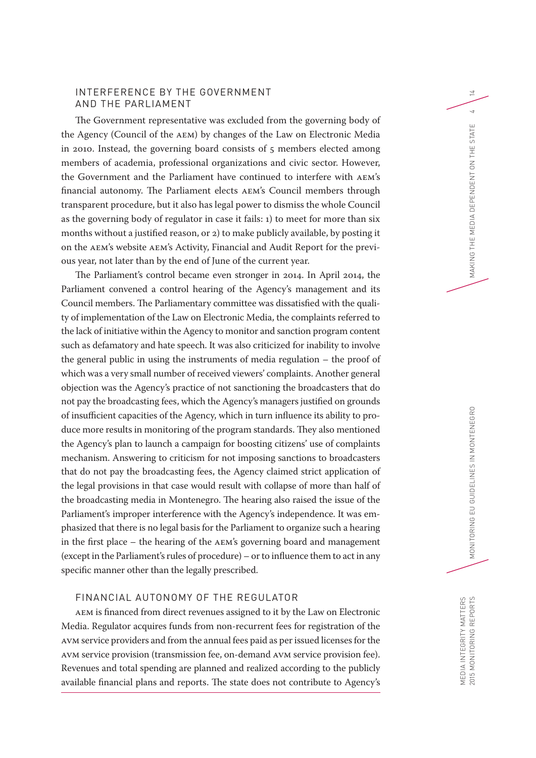## INTERFERENCE BY THE GOVERNMENT AND THE PARLIAMENT

The Government representative was excluded from the governing body of the Agency (Council of the AEM) by changes of the Law on Electronic Media in 2010. Instead, the governing board consists of 5 members elected among members of academia, professional organizations and civic sector. However, the Government and the Parliament have continued to interfere with AEM's financial autonomy. The Parliament elects AEM's Council members through transparent procedure, but it also has legal power to dismiss the whole Council as the governing body of regulator in case it fails: 1) to meet for more than six months without a justified reason, or 2) to make publicly available, by posting it on the AEM's website AEM's Activity, Financial and Audit Report for the previous year, not later than by the end of June of the current year.

The Parliament's control became even stronger in 2014. In April 2014, the Parliament convened a control hearing of the Agency's management and its Council members. The Parliamentary committee was dissatisfied with the quality of implementation of the Law on Electronic Media, the complaints referred to the lack of initiative within the Agency to monitor and sanction program content such as defamatory and hate speech. It was also criticized for inability to involve the general public in using the instruments of media regulation – the proof of which was a very small number of received viewers' complaints. Another general objection was the Agency's practice of not sanctioning the broadcasters that do not pay the broadcasting fees, which the Agency's managers justified on grounds of insufficient capacities of the Agency, which in turn influence its ability to produce more results in monitoring of the program standards. They also mentioned the Agency's plan to launch a campaign for boosting citizens' use of complaints mechanism. Answering to criticism for not imposing sanctions to broadcasters that do not pay the broadcasting fees, the Agency claimed strict application of the legal provisions in that case would result with collapse of more than half of the broadcasting media in Montenegro. The hearing also raised the issue of the Parliament's improper interference with the Agency's independence. It was emphasized that there is no legal basis for the Parliament to organize such a hearing in the first place – the hearing of the AEM's governing board and management (except in the Parliament's rules of procedure) – or to influence them to act in any specific manner other than the legally prescribed.

## FINANCIAL AUTONOMY OF THE REGULATOR

AEM is financed from direct revenues assigned to it by the Law on Electronic Media. Regulator acquires funds from non-recurrent fees for registration of the AVM service providers and from the annual fees paid as per issued licenses for the AVM service provision (transmission fee, on-demand AVM service provision fee). Revenues and total spending are planned and realized according to the publicly available financial plans and reports. The state does not contribute to Agency's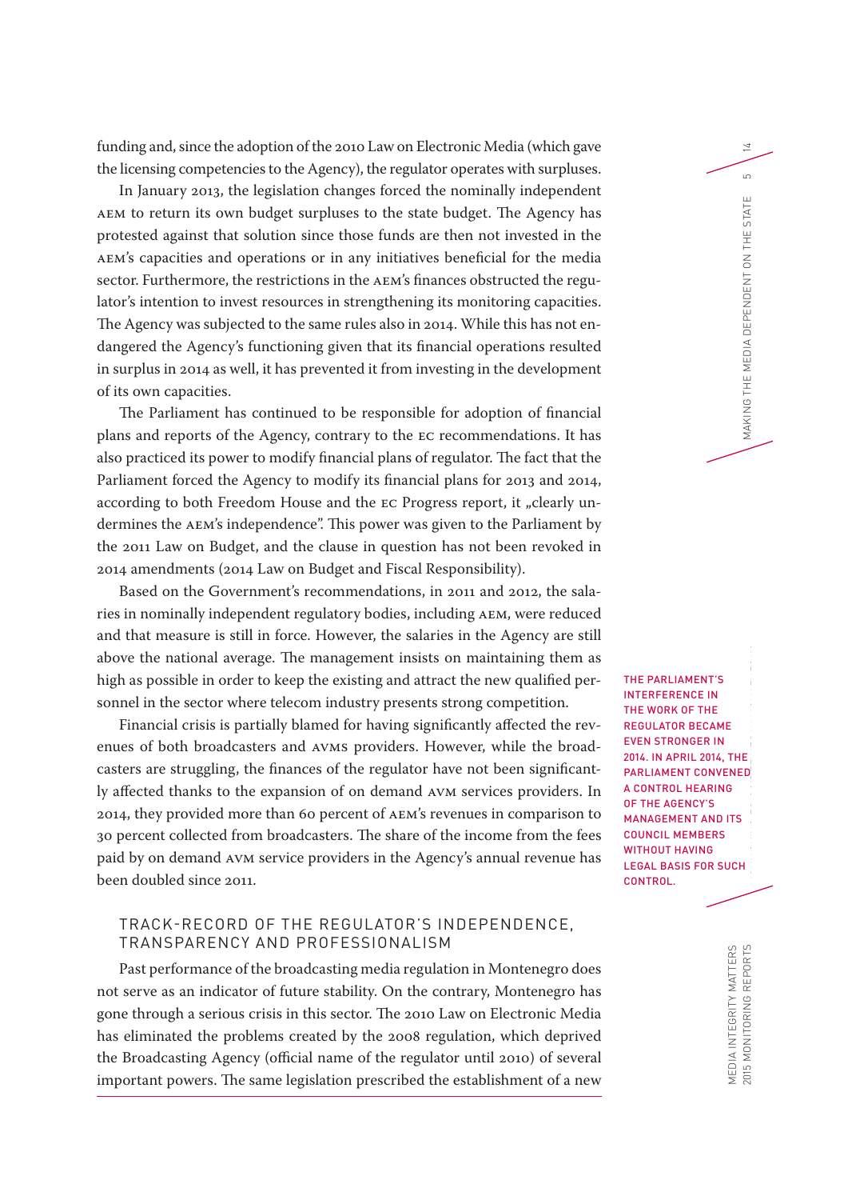funding and, since the adoption of the 2010 Law on Electronic Media (which gave the licensing competencies to the Agency), the regulator operates with surpluses.

In January 2013, the legislation changes forced the nominally independent AEM to return its own budget surpluses to the state budget. The Agency has protested against that solution since those funds are then not invested in the AEM's capacities and operations or in any initiatives beneficial for the media sector. Furthermore, the restrictions in the AEM's finances obstructed the regulator's intention to invest resources in strengthening its monitoring capacities. The Agency was subjected to the same rules also in 2014. While this has not endangered the Agency's functioning given that its financial operations resulted in surplus in 2014 as well, it has prevented it from investing in the development of its own capacities.

The Parliament has continued to be responsible for adoption of financial plans and reports of the Agency, contrary to the EC recommendations. It has also practiced its power to modify financial plans of regulator. The fact that the Parliament forced the Agency to modify its financial plans for 2013 and 2014, according to both Freedom House and the EC Progress report, it „clearly undermines the AEM's independence". This power was given to the Parliament by the 2011 Law on Budget, and the clause in question has not been revoked in 2014 amendments (2014 Law on Budget and Fiscal Responsibility).

Based on the Government's recommendations, in 2011 and 2012, the salaries in nominally independent regulatory bodies, including AEM, were reduced and that measure is still in force. However, the salaries in the Agency are still above the national average. The management insists on maintaining them as high as possible in order to keep the existing and attract the new qualified personnel in the sector where telecom industry presents strong competition.

**THE PARLIAMENT'S INTERFERENCE IN THE WORK OF THE REGULATOR BECAME EVEN STRONGER IN 2014. IN APRIL 2014, THE PARLIAMENT CONVENED A CONTROL HEARING OF THE AGENCY'S MANAGEMENT AND ITS COUNCIL MEMBERS WITHOUT HAVING LEGAL BASIS FOR SUCH CONTROL.**

Financial crisis is partially blamed for having significantly affected the revenues of both broadcasters and AVMS providers. However, while the broadcasters are struggling, the finances of the regulator have not been significantly affected thanks to the expansion of on demand AVM services providers. In 2014, they provided more than 60 percent of AEM's revenues in comparison to 30 percent collected from broadcasters. The share of the income from the fees paid by on demand AVM service providers in the Agency's annual revenue has been doubled since 2011.

## TRACK-RECORD OF THE REGULATOR'S INDEPENDENCE, TRANSPARENCY AND PROFESSIONALISM

Past performance of the broadcasting media regulation in Montenegro does not serve as an indicator of future stability. On the contrary, Montenegro has gone through a serious crisis in this sector. The 2010 Law on Electronic Media has eliminated the problems created by the 2008 regulation, which deprived the Broadcasting Agency (official name of the regulator until 2010) of several important powers. The same legislation prescribed the establishment of a new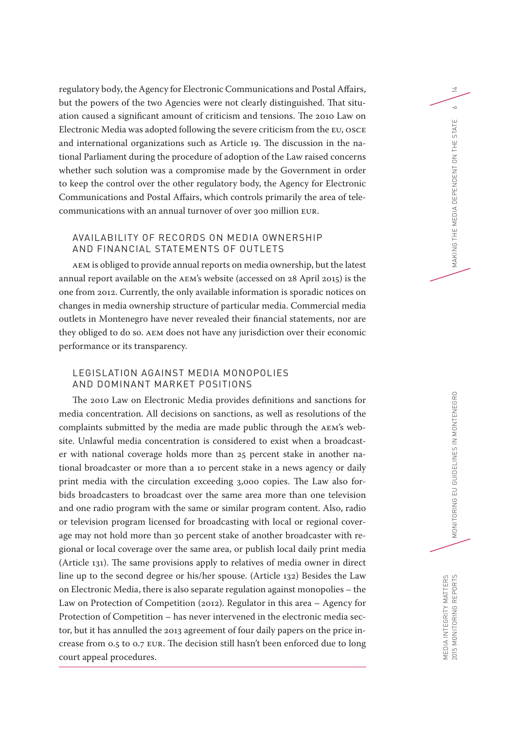regulatory body, the Agency for Electronic Communications and Postal Affairs, but the powers of the two Agencies were not clearly distinguished. That situation caused a significant amount of criticism and tensions. The 2010 Law on Electronic Media was adopted following the severe criticism from the EU, OSCE and international organizations such as Article 19. The discussion in the national Parliament during the procedure of adoption of the Law raised concerns whether such solution was a compromise made by the Government in order to keep the control over the other regulatory body, the Agency for Electronic Communications and Postal Affairs, which controls primarily the area of telecommunications with an annual turnover of over 300 million EUR.

### AVAILABILITY OF RECORDS ON MEDIA OWNERSHIP AND FINANCIAL STATEMENTS OF OUTLETS

AEM is obliged to provide annual reports on media ownership, but the latest annual report available on the AEM's website (accessed on 28 April 2015) is the one from 2012. Currently, the only available information is sporadic notices on changes in media ownership structure of particular media. Commercial media outlets in Montenegro have never revealed their financial statements, nor are they obliged to do so. AEM does not have any jurisdiction over their economic performance or its transparency.

### LEGISLATION AGAINST MEDIA MONOPOLIES AND DOMINANT MARKET POSITIONS

The 2010 Law on Electronic Media provides definitions and sanctions for media concentration. All decisions on sanctions, as well as resolutions of the complaints submitted by the media are made public through the AEM's website. Unlawful media concentration is considered to exist when a broadcaster with national coverage holds more than 25 percent stake in another national broadcaster or more than a 10 percent stake in a news agency or daily print media with the circulation exceeding 3,000 copies. The Law also forbids broadcasters to broadcast over the same area more than one television and one radio program with the same or similar program content. Also, radio or television program licensed for broadcasting with local or regional coverage may not hold more than 30 percent stake of another broadcaster with regional or local coverage over the same area, or publish local daily print media (Article 131). The same provisions apply to relatives of media owner in direct line up to the second degree or his/her spouse. (Article 132) Besides the Law on Electronic Media, there is also separate regulation against monopolies – the Law on Protection of Competition (2012). Regulator in this area – Agency for Protection of Competition – has never intervened in the electronic media sector, but it has annulled the 2013 agreement of four daily papers on the price increase from 0.5 to 0.7 EUR. The decision still hasn't been enforced due to long court appeal procedures.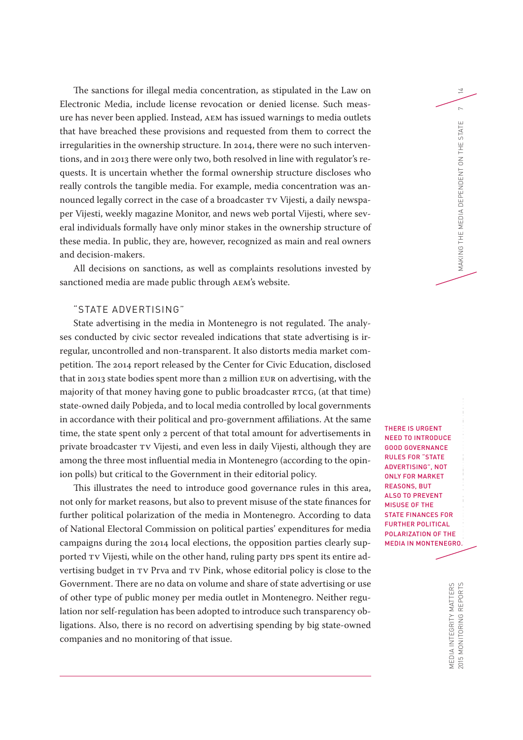The sanctions for illegal media concentration, as stipulated in the Law on Electronic Media, include license revocation or denied license. Such measure has never been applied. Instead, AEM has issued warnings to media outlets that have breached these provisions and requested from them to correct the irregularities in the ownership structure. In 2014, there were no such interventions, and in 2013 there were only two, both resolved in line with regulator's requests. It is uncertain whether the formal ownership structure discloses who really controls the tangible media. For example, media concentration was announced legally correct in the case of a broadcaster TV Vijesti, a daily newspaper Vijesti, weekly magazine Monitor, and news web portal Vijesti, where several individuals formally have only minor stakes in the ownership structure of these media. In public, they are, however, recognized as main and real owners and decision-makers.

All decisions on sanctions, as well as complaints resolutions invested by sanctioned media are made public through AEM's website.

## "STATE ADVERTISING"

State advertising in the media in Montenegro is not regulated. The analyses conducted by civic sector revealed indications that state advertising is irregular, uncontrolled and non-transparent. It also distorts media market competition. The 2014 report released by the Center for Civic Education, disclosed that in 2013 state bodies spent more than 2 million EUR on advertising, with the majority of that money having gone to public broadcaster RTCG, (at that time) state-owned daily Pobjeda, and to local media controlled by local governments in accordance with their political and pro-government affiliations. At the same time, the state spent only 2 percent of that total amount for advertisements in private broadcaster TV Vijesti, and even less in daily Vijesti, although they are among the three most influential media in Montenegro (according to the opinion polls) but critical to the Government in their editorial policy.

This illustrates the need to introduce good governance rules in this area, not only for market reasons, but also to prevent misuse of the state finances for further political polarization of the media in Montenegro. According to data of National Electoral Commission on political parties' expenditures for media campaigns during the 2014 local elections, the opposition parties clearly supported TV Vijesti, while on the other hand, ruling party DPS spent its entire advertising budget in TV Prva and TV Pink, whose editorial policy is close to the Government. There are no data on volume and share of state advertising or use of other type of public money per media outlet in Montenegro. Neither regulation nor self-regulation has been adopted to introduce such transparency obligations. Also, there is no record on advertising spending by big state-owned companies and no monitoring of that issue.

**THERE IS URGENT NEED TO INTRODUCE GOOD GOVERNANCE RULES FOR "STATE ADVERTISING", NOT ONLY FOR MARKET REASONS, BUT ALSO TO PREVENT MISUSE OF THE STATE FINANCES FOR FURTHER POLITICAL POLARIZATION OF THE MEDIA IN MONTENEGRO.**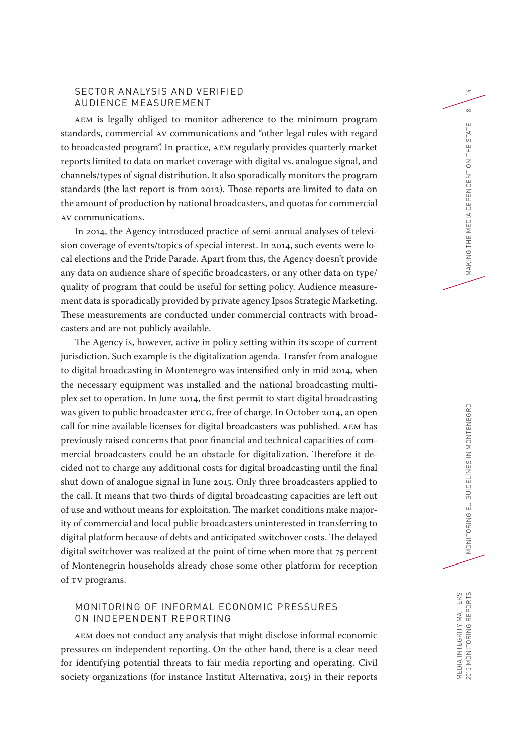## SECTOR ANALYSIS AND VERIFIED AUDIENCE MEASUREMENT

AEM is legally obliged to monitor adherence to the minimum program standards, commercial AV communications and "other legal rules with regard to broadcasted program". In practice, AEM regularly provides quarterly market reports limited to data on market coverage with digital vs. analogue signal, and channels/types of signal distribution. It also sporadically monitors the program standards (the last report is from 2012). Those reports are limited to data on the amount of production by national broadcasters, and quotas for commercial AV communications.

In 2014, the Agency introduced practice of semi-annual analyses of television coverage of events/topics of special interest. In 2014, such events were local elections and the Pride Parade. Apart from this, the Agency doesn't provide any data on audience share of specific broadcasters, or any other data on type/quality of program that could be useful for setting policy. Audience measurement data is sporadically provided by private agency Ipsos Strategic Marketing. These measurements are conducted under commercial contracts with broadcasters and are not publicly available.

The Agency is, however, active in policy setting within its scope of current jurisdiction. Such example is the digitalization agenda. Transfer from analogue to digital broadcasting in Montenegro was intensified only in mid 2014, when the necessary equipment was installed and the national broadcasting multiplex set to operation. In June 2014, the first permit to start digital broadcasting was given to public broadcaster RTCG, free of charge. In October 2014, an open call for nine available licenses for digital broadcasters was published. AEM has previously raised concerns that poor financial and technical capacities of commercial broadcasters could be an obstacle for digitalization. Therefore it decided not to charge any additional costs for digital broadcasting until the final shut down of analogue signal in June 2015. Only three broadcasters applied to the call. It means that two thirds of digital broadcasting capacities are left out of use and without means for exploitation. The market conditions make majority of commercial and local public broadcasters uninterested in transferring to digital platform because of debts and anticipated switchover costs. The delayed digital switchover was realized at the point of time when more that 75 percent of Montenegrin households already chose some other platform for reception of TV programs.

## MONITORING OF INFORMAL ECONOMIC PRESSURES ON INDEPENDENT REPORTING

AEM does not conduct any analysis that might disclose informal economic pressures on independent reporting. On the other hand, there is a clear need for identifying potential threats to fair media reporting and operating. Civil society organizations (for instance Institut Alternativa, 2015) in their reports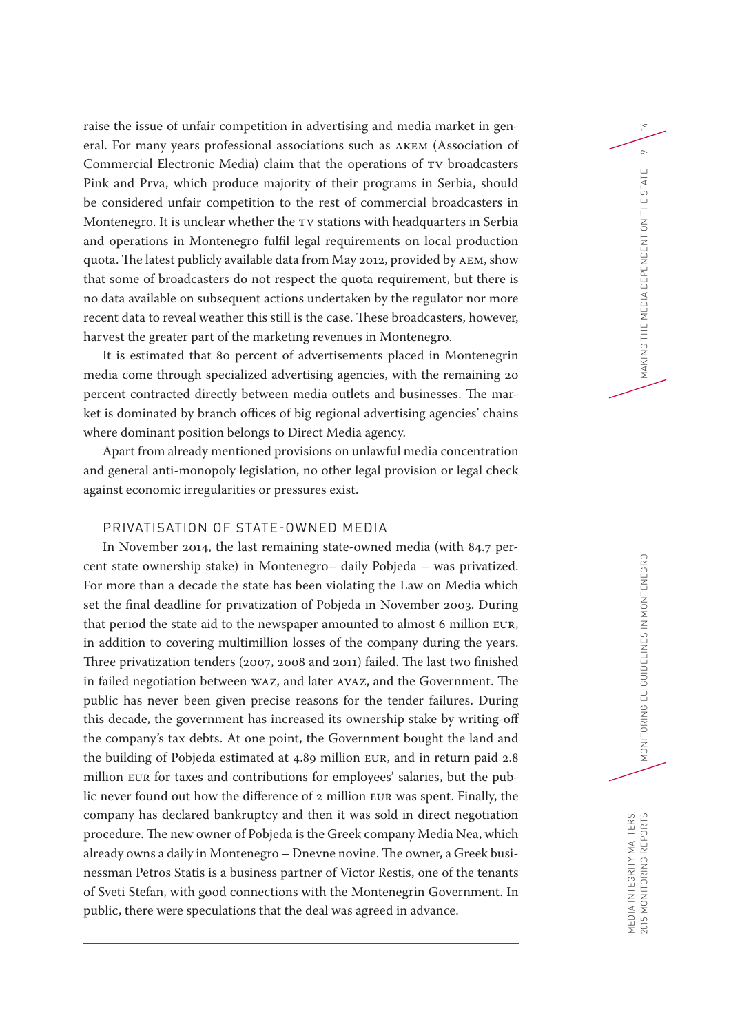raise the issue of unfair competition in advertising and media market in general. For many years professional associations such as AKEM (Association of Commercial Electronic Media) claim that the operations of TV broadcasters Pink and Prva, which produce majority of their programs in Serbia, should be considered unfair competition to the rest of commercial broadcasters in Montenegro. It is unclear whether the TV stations with headquarters in Serbia and operations in Montenegro fulfil legal requirements on local production quota. The latest publicly available data from May 2012, provided by AEM, show that some of broadcasters do not respect the quota requirement, but there is no data available on subsequent actions undertaken by the regulator nor more recent data to reveal weather this still is the case. These broadcasters, however, harvest the greater part of the marketing revenues in Montenegro.

It is estimated that 80 percent of advertisements placed in Montenegrin media come through specialized advertising agencies, with the remaining 20 percent contracted directly between media outlets and businesses. The market is dominated by branch offices of big regional advertising agencies' chains where dominant position belongs to Direct Media agency.

Apart from already mentioned provisions on unlawful media concentration and general anti-monopoly legislation, no other legal provision or legal check against economic irregularities or pressures exist.

## PRIVATISATION OF STATE-OWNED MEDIA

In November 2014, the last remaining state-owned media (with 84.7 percent state ownership stake) in Montenegro– daily Pobjeda – was privatized. For more than a decade the state has been violating the Law on Media which set the final deadline for privatization of Pobjeda in November 2003. During that period the state aid to the newspaper amounted to almost 6 million EUR, in addition to covering multimillion losses of the company during the years. Three privatization tenders (2007, 2008 and 2011) failed. The last two finished in failed negotiation between WAZ, and later AVAZ, and the Government. The public has never been given precise reasons for the tender failures. During this decade, the government has increased its ownership stake by writing-off the company's tax debts. At one point, the Government bought the land and the building of Pobjeda estimated at 4.89 million EUR, and in return paid 2.8 million EUR for taxes and contributions for employees' salaries, but the public never found out how the difference of 2 million EUR was spent. Finally, the company has declared bankruptcy and then it was sold in direct negotiation procedure. The new owner of Pobjeda is the Greek company Media Nea, which already owns a daily in Montenegro – Dnevne novine. The owner, a Greek businessman Petros Statis is a business partner of Victor Restis, one of the tenants of Sveti Stefan, with good connections with the Montenegrin Government. In public, there were speculations that the deal was agreed in advance.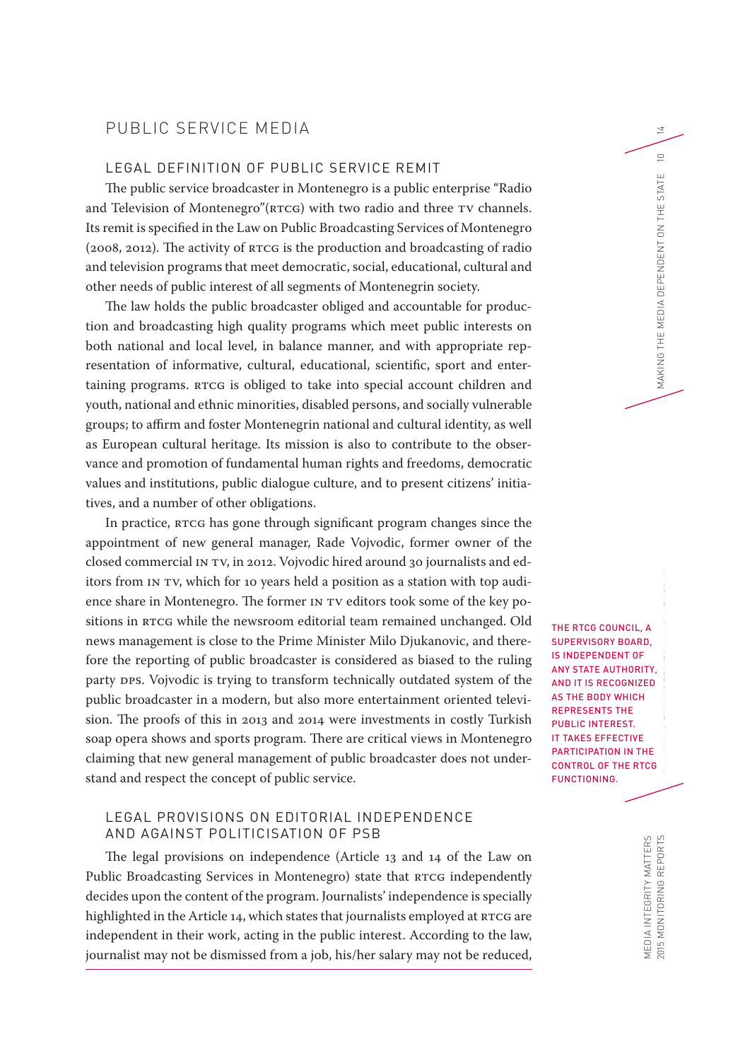# PUBLIC SERVICE MEDIA

## LEGAL DEFINITION OF PUBLIC SERVICE REMIT

The public service broadcaster in Montenegro is a public enterprise "Radio and Television of Montenegro"(RTCG) with two radio and three TV channels. Its remit is specified in the Law on Public Broadcasting Services of Montenegro (2008, 2012). The activity of RTCG is the production and broadcasting of radio and television programs that meet democratic, social, educational, cultural and other needs of public interest of all segments of Montenegrin society.

The law holds the public broadcaster obliged and accountable for production and broadcasting high quality programs which meet public interests on both national and local level, in balance manner, and with appropriate representation of informative, cultural, educational, scientific, sport and entertaining programs. RTCG is obliged to take into special account children and youth, national and ethnic minorities, disabled persons, and socially vulnerable groups; to affirm and foster Montenegrin national and cultural identity, as well as European cultural heritage. Its mission is also to contribute to the observance and promotion of fundamental human rights and freedoms, democratic values and institutions, public dialogue culture, and to present citizens' initiatives, and a number of other obligations.

In practice, RTCG has gone through significant program changes since the appointment of new general manager, Rade Vojvodic, former owner of the closed commercial IN TV, in 2012. Vojvodic hired around 30 journalists and editors from IN TV, which for 10 years held a position as a station with top audience share in Montenegro. The former IN TV editors took some of the key positions in RTCG while the newsroom editorial team remained unchanged. Old news management is close to the Prime Minister Milo Djukanovic, and therefore the reporting of public broadcaster is considered as biased to the ruling party DPS. Vojvodic is trying to transform technically outdated system of the public broadcaster in a modern, but also more entertainment oriented television. The proofs of this in 2013 and 2014 were investments in costly Turkish soap opera shows and sports program. There are critical views in Montenegro claiming that new general management of public broadcaster does not understand and respect the concept of public service.

THE RTCG COUNCIL, A SUPERVISORY BOARD, IS INDEPENDENT OF ANY STATE AUTHORITY, AND IT IS RECOGNIZED AS THE BODY WHICH REPRESENTS THE PUBLIC INTEREST. IT TAKES EFFECTIVE PARTICIPATION IN THE CONTROL OF THE RTCG FUNCTIONING.

## LEGAL PROVISIONS ON EDITORIAL INDEPENDENCE AND AGAINST POLITICISATION OF PSB

The legal provisions on independence (Article 13 and 14 of the Law on Public Broadcasting Services in Montenegro) state that RTCG independently decides upon the content of the program. Journalists' independence is specially highlighted in the Article 14, which states that journalists employed at RTCG are independent in their work, acting in the public interest. According to the law, journalist may not be dismissed from a job, his/her salary may not be reduced,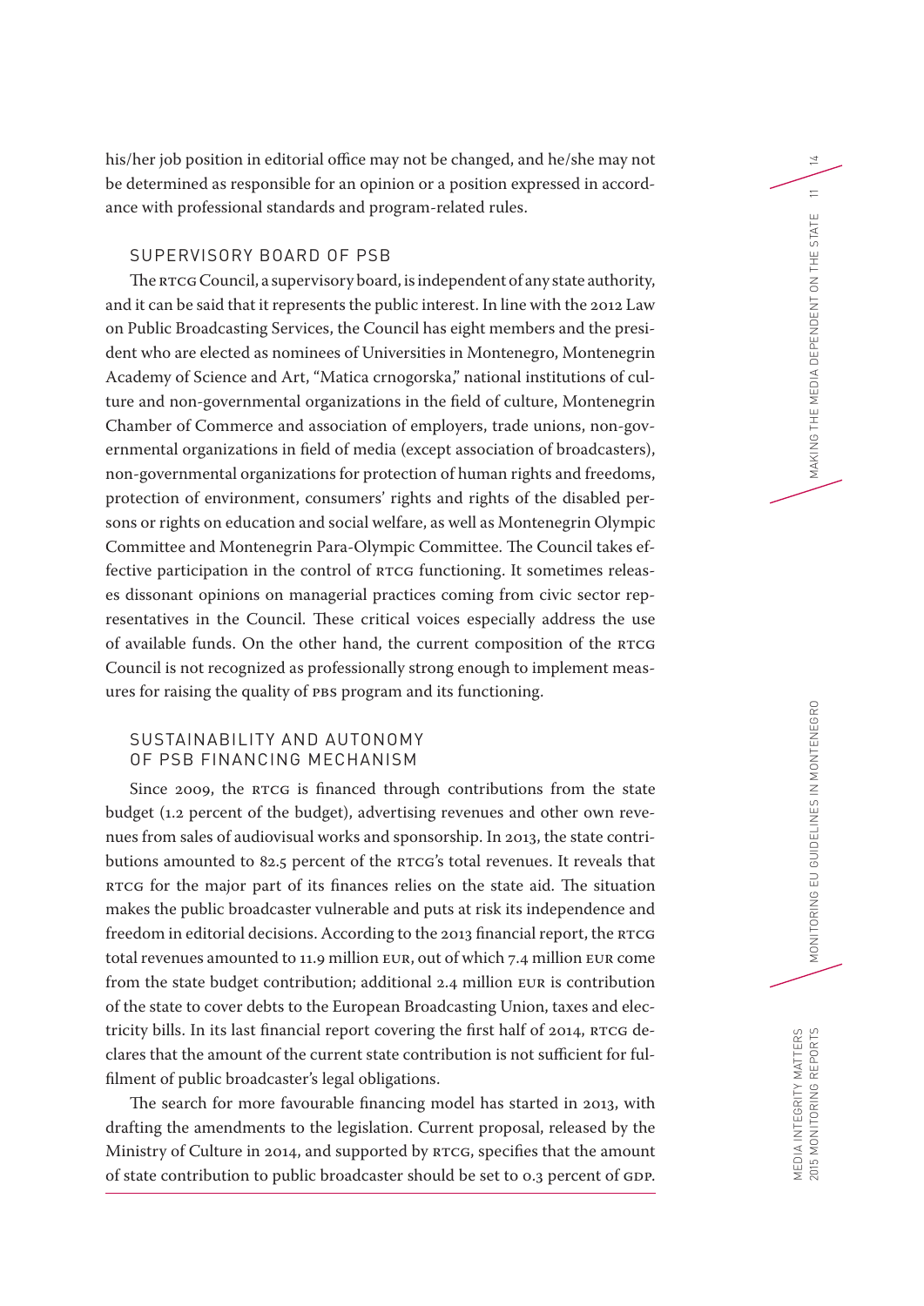his/her job position in editorial office may not be changed, and he/she may not be determined as responsible for an opinion or a position expressed in accordance with professional standards and program-related rules.

### SUPERVISORY BOARD OF PSB

The RTCG Council, a supervisory board, is independent of any state authority, and it can be said that it represents the public interest. In line with the 2012 Law on Public Broadcasting Services, the Council has eight members and the president who are elected as nominees of Universities in Montenegro, Montenegrin Academy of Science and Art, "Matica crnogorska," national institutions of culture and non-governmental organizations in the field of culture, Montenegrin Chamber of Commerce and association of employers, trade unions, non-governmental organizations in field of media (except association of broadcasters), non-governmental organizations for protection of human rights and freedoms, protection of environment, consumers' rights and rights of the disabled persons or rights on education and social welfare, as well as Montenegrin Olympic Committee and Montenegrin Para-Olympic Committee. The Council takes effective participation in the control of RTCG functioning. It sometimes releases dissonant opinions on managerial practices coming from civic sector representatives in the Council. These critical voices especially address the use of available funds. On the other hand, the current composition of the RTCG Council is not recognized as professionally strong enough to implement measures for raising the quality of PBS program and its functioning.

### SUSTAINABILITY AND AUTONOMY OF PSB FINANCING MECHANISM

Since 2009, the RTCG is financed through contributions from the state budget (1.2 percent of the budget), advertising revenues and other own revenues from sales of audiovisual works and sponsorship. In 2013, the state contributions amounted to 82.5 percent of the RTCG's total revenues. It reveals that RTCG for the major part of its finances relies on the state aid. The situation makes the public broadcaster vulnerable and puts at risk its independence and freedom in editorial decisions. According to the 2013 financial report, the RTCG total revenues amounted to 11.9 million EUR, out of which 7.4 million EUR come from the state budget contribution; additional 2.4 million EUR is contribution of the state to cover debts to the European Broadcasting Union, taxes and electricity bills. In its last financial report covering the first half of 2014, RTCG declares that the amount of the current state contribution is not sufficient for fulfilment of public broadcaster's legal obligations.

The search for more favourable financing model has started in 2013, with drafting the amendments to the legislation. Current proposal, released by the Ministry of Culture in 2014, and supported by RTCG, specifies that the amount of state contribution to public broadcaster should be set to 0.3 percent of GDP.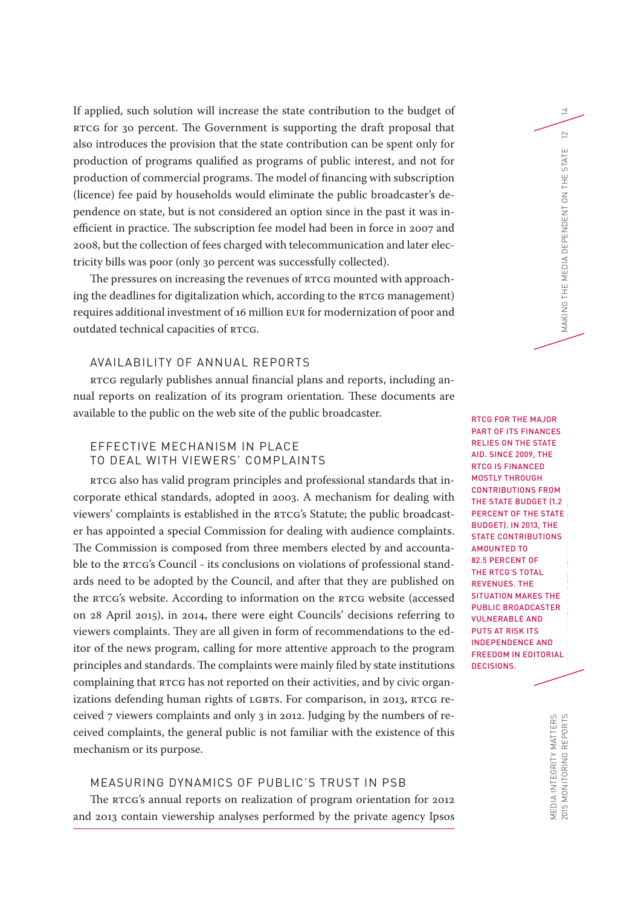If applied, such solution will increase the state contribution to the budget of RTCG for 30 percent. The Government is supporting the draft proposal that also introduces the provision that the state contribution can be spent only for production of programs qualified as programs of public interest, and not for production of commercial programs. The model of financing with subscription (licence) fee paid by households would eliminate the public broadcaster's dependence on state, but is not considered an option since in the past it was inefficient in practice. The subscription fee model had been in force in 2007 and 2008, but the collection of fees charged with telecommunication and later electricity bills was poor (only 30 percent was successfully collected).

The pressures on increasing the revenues of RTCG mounted with approaching the deadlines for digitalization which, according to the RTCG management) requires additional investment of 16 million EUR for modernization of poor and outdated technical capacities of RTCG.

### AVAILABILITY OF ANNUAL REPORTS

RTCG regularly publishes annual financial plans and reports, including annual reports on realization of its program orientation. These documents are available to the public on the web site of the public broadcaster.

> RTCG FOR THE MAJOR PART OF ITS FINANCES RELIES ON THE STATE AID. SINCE 2009, THE RTCG IS FINANCED MOSTLY THROUGH CONTRIBUTIONS FROM THE STATE BUDGET (1.2 PERCENT OF THE STATE BUDGET). IN 2013, THE STATE CONTRIBUTIONS AMOUNTED TO 82.5 PERCENT OF THE RTCG'S TOTAL REVENUES. THE SITUATION MAKES THE PUBLIC BROADCASTER VULNERABLE AND PUTS AT RISK ITS INDEPENDENCE AND FREEDOM IN EDITORIAL DECISIONS.

### EFFECTIVE MECHANISM IN PLACE TO DEAL WITH VIEWERS' COMPLAINTS

RTCG also has valid program principles and professional standards that incorporate ethical standards, adopted in 2003. A mechanism for dealing with viewers' complaints is established in the RTCG's Statute; the public broadcaster has appointed a special Commission for dealing with audience complaints. The Commission is composed from three members elected by and accountable to the RTCG's Council - its conclusions on violations of professional standards need to be adopted by the Council, and after that they are published on the RTCG's website. According to information on the RTCG website (accessed on 28 April 2015), in 2014, there were eight Councils' decisions referring to viewers complaints. They are all given in form of recommendations to the editor of the news program, calling for more attentive approach to the program principles and standards. The complaints were mainly filed by state institutions complaining that RTCG has not reported on their activities, and by civic organizations defending human rights of LGBTs. For comparison, in 2013, RTCG received 7 viewers complaints and only 3 in 2012. Judging by the numbers of received complaints, the general public is not familiar with the existence of this mechanism or its purpose.

### MEASURING DYNAMICS OF PUBLIC'S TRUST IN PSB

The RTCG's annual reports on realization of program orientation for 2012 and 2013 contain viewership analyses performed by the private agency Ipsos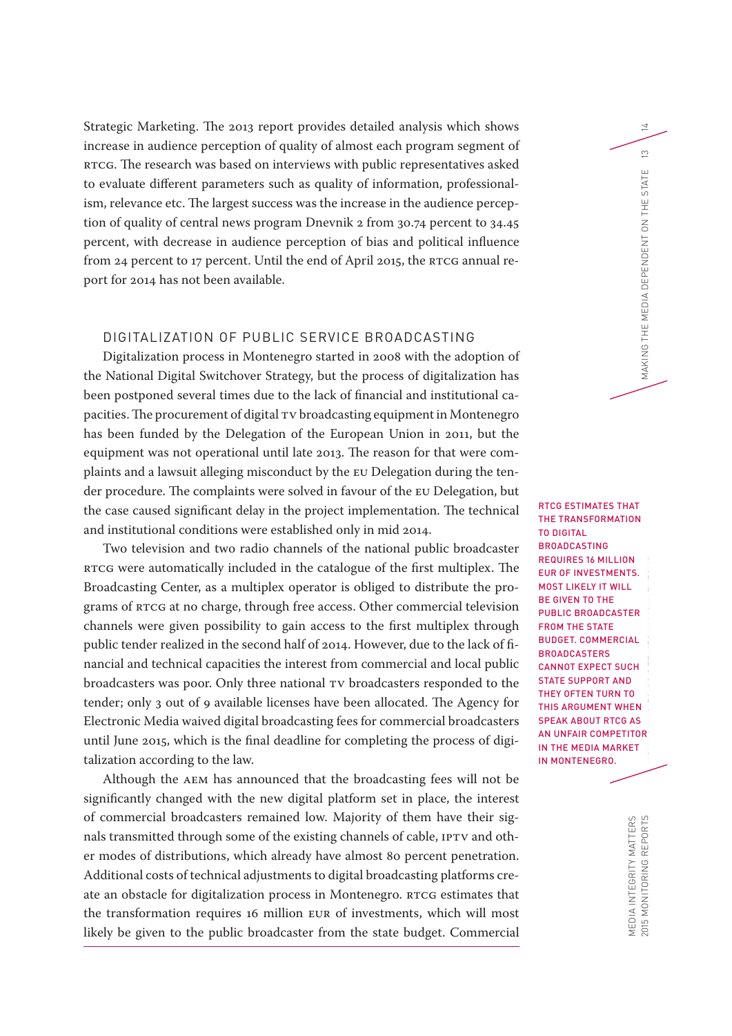Strategic Marketing. The 2013 report provides detailed analysis which shows increase in audience perception of quality of almost each program segment of RTCG. The research was based on interviews with public representatives asked to evaluate different parameters such as quality of information, professionalism, relevance etc. The largest success was the increase in the audience perception of quality of central news program Dnevnik 2 from 30.74 percent to 34.45 percent, with decrease in audience perception of bias and political influence from 24 percent to 17 percent. Until the end of April 2015, the RTCG annual report for 2014 has not been available.

## DIGITALIZATION OF PUBLIC SERVICE BROADCASTING

Digitalization process in Montenegro started in 2008 with the adoption of the National Digital Switchover Strategy, but the process of digitalization has been postponed several times due to the lack of financial and institutional capacities. The procurement of digital TV broadcasting equipment in Montenegro has been funded by the Delegation of the European Union in 2011, but the equipment was not operational until late 2013. The reason for that were complaints and a lawsuit alleging misconduct by the EU Delegation during the tender procedure. The complaints were solved in favour of the EU Delegation, but the case caused significant delay in the project implementation. The technical and institutional conditions were established only in mid 2014.

Two television and two radio channels of the national public broadcaster RTCG were automatically included in the catalogue of the first multiplex. The Broadcasting Center, as a multiplex operator is obliged to distribute the programs of RTCG at no charge, through free access. Other commercial television channels were given possibility to gain access to the first multiplex through public tender realized in the second half of 2014. However, due to the lack of financial and technical capacities the interest from commercial and local public broadcasters was poor. Only three national TV broadcasters responded to the tender; only 3 out of 9 available licenses have been allocated. The Agency for Electronic Media waived digital broadcasting fees for commercial broadcasters until June 2015, which is the final deadline for completing the process of digitalization according to the law.

Although the AEM has announced that the broadcasting fees will not be significantly changed with the new digital platform set in place, the interest of commercial broadcasters remained low. Majority of them have their signals transmitted through some of the existing channels of cable, IPTV and other modes of distributions, which already have almost 80 percent penetration. Additional costs of technical adjustments to digital broadcasting platforms create an obstacle for digitalization process in Montenegro. RTCG estimates that the transformation requires 16 million EUR of investments, which will most likely be given to the public broadcaster from the state budget. Commercial

RTCG ESTIMATES THAT THE TRANSFORMATION TO DIGITAL BROADCASTING REQUIRES 16 MILLION EUR OF INVESTMENTS. MOST LIKELY IT WILL BE GIVEN TO THE PUBLIC BROADCASTER FROM THE STATE BUDGET. COMMERCIAL BROADCASTERS CANNOT EXPECT SUCH STATE SUPPORT AND THEY OFTEN TURN TO THIS ARGUMENT WHEN SPEAK ABOUT RTCG AS AN UNFAIR COMPETITOR IN THE MEDIA MARKET IN MONTENEGRO.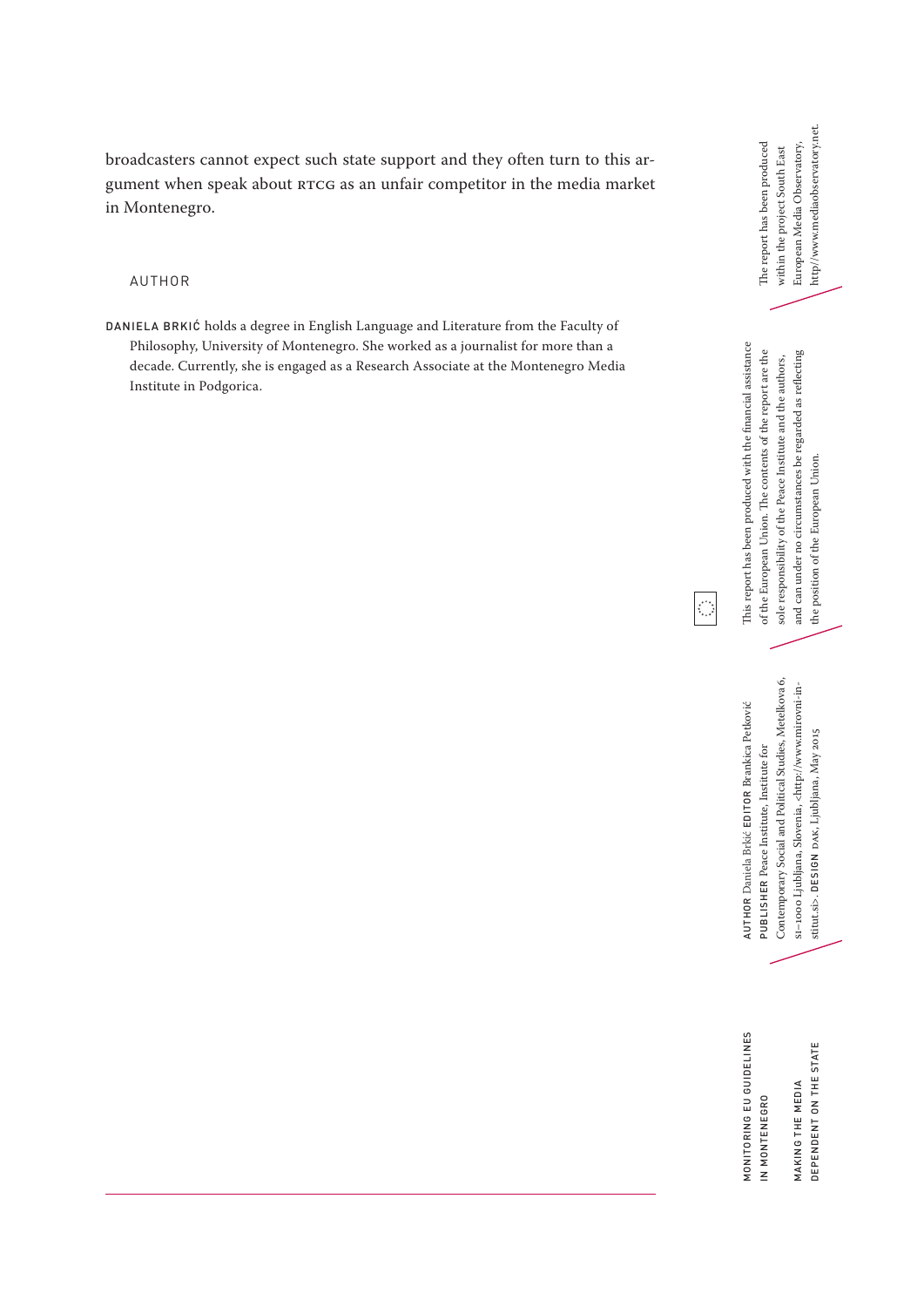broadcasters cannot expect such state support and they often turn to this argument when speak about RTCG as an unfair competitor in the media market in Montenegro.

## AUTHOR

**DANIELA BRKIĆ** holds a degree in English Language and Literature from the Faculty of Philosophy, University of Montenegro. She worked as a journalist for more than a decade. Currently, she is engaged as a Research Associate at the Montenegro Media Institute in Podgorica.

MONITORING EU GUIDELINES IN MONTENEGRO

MAKING THE MEDIA DEPENDENT ON THE STATE

**AUTHOR** Daniela Brkić **EDITOR** Brankica Petković **PUBLISHER** Peace Institute, Institute for Contemporary Social and Political Studies, Metelkova 6, SI–1000 Ljubljana, Slovenia, <http://www.mirovni-institut.si>. **DESIGN** DAK, Ljubljana, May 2015

This report has been produced with the financial assistance of the European Union. The contents of the report are the sole responsibility of the Peace Institute and the authors, and can under no circumstances be regarded as reflecting the position of the European Union.

The report has been produced within the project South East European Media Observatory, http//www.mediaobservatory.net.